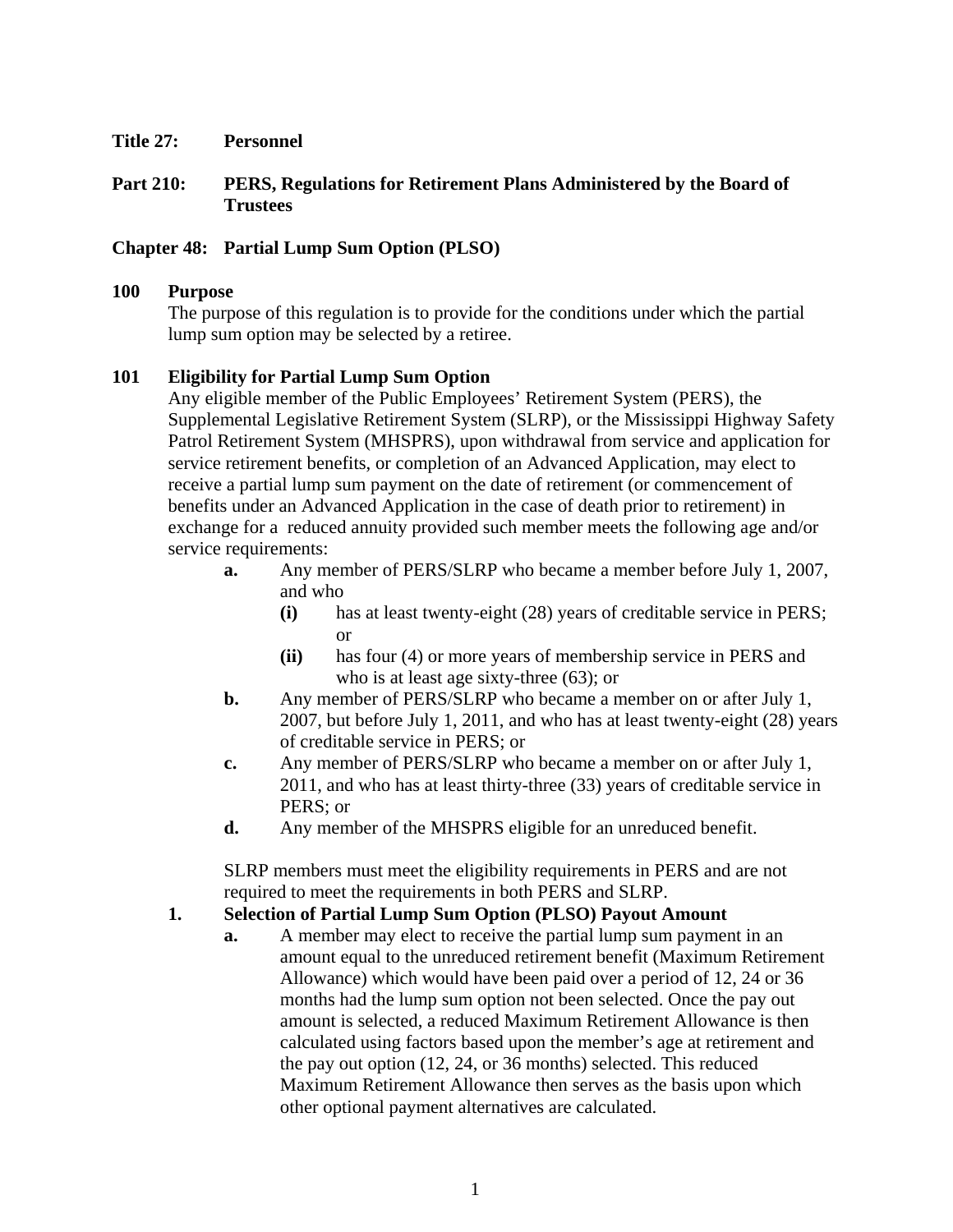**Title 27: Personnel**

**Part 210: PERS, Regulations for Retirement Plans Administered by the Board of Trustees**

**Chapter 48: Partial Lump Sum Option (PLSO)**

**100 Purpose**

The purpose of this regulation is to provide for the conditions under which the partial lump sum option may be selected by a retiree.

**101 Eligibility for Partial Lump Sum Option**

Any eligible member of the Public Employees' Retirement System (PERS), the Supplemental Legislative Retirement System (SLRP), or the Mississippi Highway Safety Patrol Retirement System (MHSPRS), upon withdrawal from service and application for service retirement benefits, or completion of an Advanced Application, may elect to receive a partial lump sum payment on the date of retirement (or commencement of benefits under an Advanced Application in the case of death prior to retirement) in exchange for a reduced annuity provided such member meets the following age and/or service requirements:

- **a.** Any member of PERS/SLRP who became a member before July 1, 2007, and who
  - **(i)** has at least twenty-eight (28) years of creditable service in PERS; or
  - **(ii)** has four (4) or more years of membership service in PERS and who is at least age sixty-three (63); or
- **b.** Any member of PERS/SLRP who became a member on or after July 1, 2007, but before July 1, 2011, and who has at least twenty-eight (28) years of creditable service in PERS; or
- **c.** Any member of PERS/SLRP who became a member on or after July 1, 2011, and who has at least thirty-three (33) years of creditable service in PERS; or
- **d.** Any member of the MHSPRS eligible for an unreduced benefit.

SLRP members must meet the eligibility requirements in PERS and are not required to meet the requirements in both PERS and SLRP.

**1. Selection of Partial Lump Sum Option (PLSO) Payout Amount**

- **a.** A member may elect to receive the partial lump sum payment in an amount equal to the unreduced retirement benefit (Maximum Retirement Allowance) which would have been paid over a period of 12, 24 or 36 months had the lump sum option not been selected. Once the pay out amount is selected, a reduced Maximum Retirement Allowance is then calculated using factors based upon the member's age at retirement and the pay out option (12, 24, or 36 months) selected. This reduced Maximum Retirement Allowance then serves as the basis upon which other optional payment alternatives are calculated.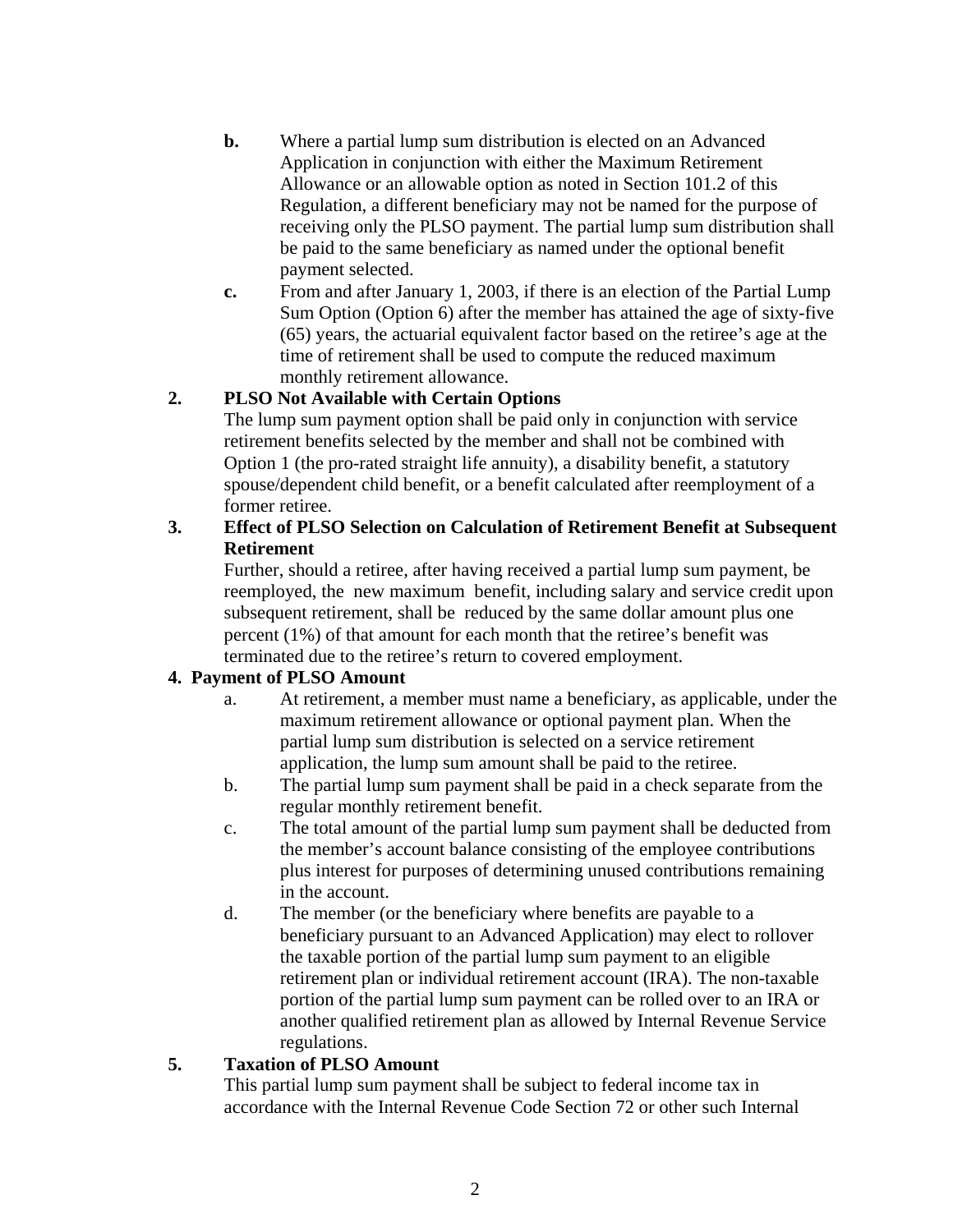**b.** Where a partial lump sum distribution is elected on an Advanced Application in conjunction with either the Maximum Retirement Allowance or an allowable option as noted in Section 101.2 of this Regulation, a different beneficiary may not be named for the purpose of receiving only the PLSO payment. The partial lump sum distribution shall be paid to the same beneficiary as named under the optional benefit payment selected.

**c.** From and after January 1, 2003, if there is an election of the Partial Lump Sum Option (Option 6) after the member has attained the age of sixty-five (65) years, the actuarial equivalent factor based on the retiree's age at the time of retirement shall be used to compute the reduced maximum monthly retirement allowance.

**2. PLSO Not Available with Certain Options**

The lump sum payment option shall be paid only in conjunction with service retirement benefits selected by the member and shall not be combined with Option 1 (the pro-rated straight life annuity), a disability benefit, a statutory spouse/dependent child benefit, or a benefit calculated after reemployment of a former retiree.

**3. Effect of PLSO Selection on Calculation of Retirement Benefit at Subsequent Retirement**

Further, should a retiree, after having received a partial lump sum payment, be reemployed, the new maximum benefit, including salary and service credit upon subsequent retirement, shall be reduced by the same dollar amount plus one percent (1%) of that amount for each month that the retiree's benefit was terminated due to the retiree's return to covered employment.

**4. Payment of PLSO Amount**

a. At retirement, a member must name a beneficiary, as applicable, under the maximum retirement allowance or optional payment plan. When the partial lump sum distribution is selected on a service retirement application, the lump sum amount shall be paid to the retiree.

b. The partial lump sum payment shall be paid in a check separate from the regular monthly retirement benefit.

c. The total amount of the partial lump sum payment shall be deducted from the member's account balance consisting of the employee contributions plus interest for purposes of determining unused contributions remaining in the account.

d. The member (or the beneficiary where benefits are payable to a beneficiary pursuant to an Advanced Application) may elect to rollover the taxable portion of the partial lump sum payment to an eligible retirement plan or individual retirement account (IRA). The non-taxable portion of the partial lump sum payment can be rolled over to an IRA or another qualified retirement plan as allowed by Internal Revenue Service regulations.

**5. Taxation of PLSO Amount**

This partial lump sum payment shall be subject to federal income tax in accordance with the Internal Revenue Code Section 72 or other such Internal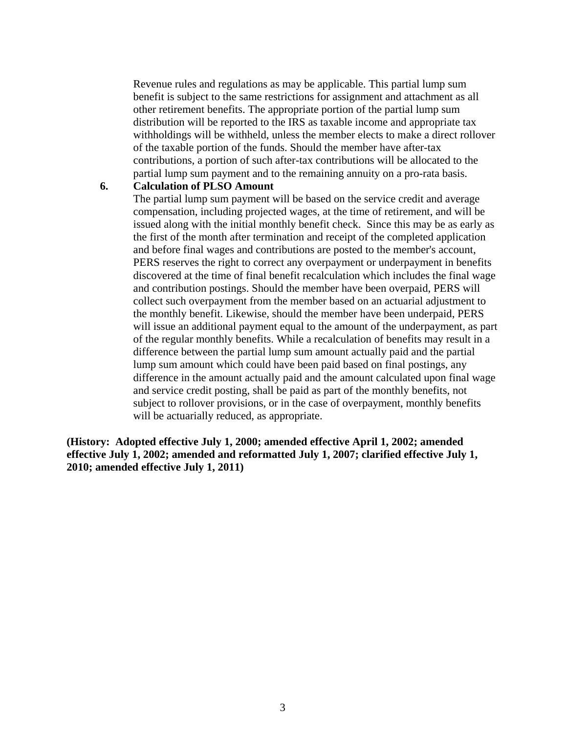Revenue rules and regulations as may be applicable. This partial lump sum benefit is subject to the same restrictions for assignment and attachment as all other retirement benefits. The appropriate portion of the partial lump sum distribution will be reported to the IRS as taxable income and appropriate tax withholdings will be withheld, unless the member elects to make a direct rollover of the taxable portion of the funds. Should the member have after-tax contributions, a portion of such after-tax contributions will be allocated to the partial lump sum payment and to the remaining annuity on a pro-rata basis.

6. **Calculation of PLSO Amount**

   The partial lump sum payment will be based on the service credit and average compensation, including projected wages, at the time of retirement, and will be issued along with the initial monthly benefit check. Since this may be as early as the first of the month after termination and receipt of the completed application and before final wages and contributions are posted to the member's account, PERS reserves the right to correct any overpayment or underpayment in benefits discovered at the time of final benefit recalculation which includes the final wage and contribution postings. Should the member have been overpaid, PERS will collect such overpayment from the member based on an actuarial adjustment to the monthly benefit. Likewise, should the member have been underpaid, PERS will issue an additional payment equal to the amount of the underpayment, as part of the regular monthly benefits. While a recalculation of benefits may result in a difference between the partial lump sum amount actually paid and the partial lump sum amount which could have been paid based on final postings, any difference in the amount actually paid and the amount calculated upon final wage and service credit posting, shall be paid as part of the monthly benefits, not subject to rollover provisions, or in the case of overpayment, monthly benefits will be actuarially reduced, as appropriate.

**(History: Adopted effective July 1, 2000; amended effective April 1, 2002; amended effective July 1, 2002; amended and reformatted July 1, 2007; clarified effective July 1, 2010; amended effective July 1, 2011)**